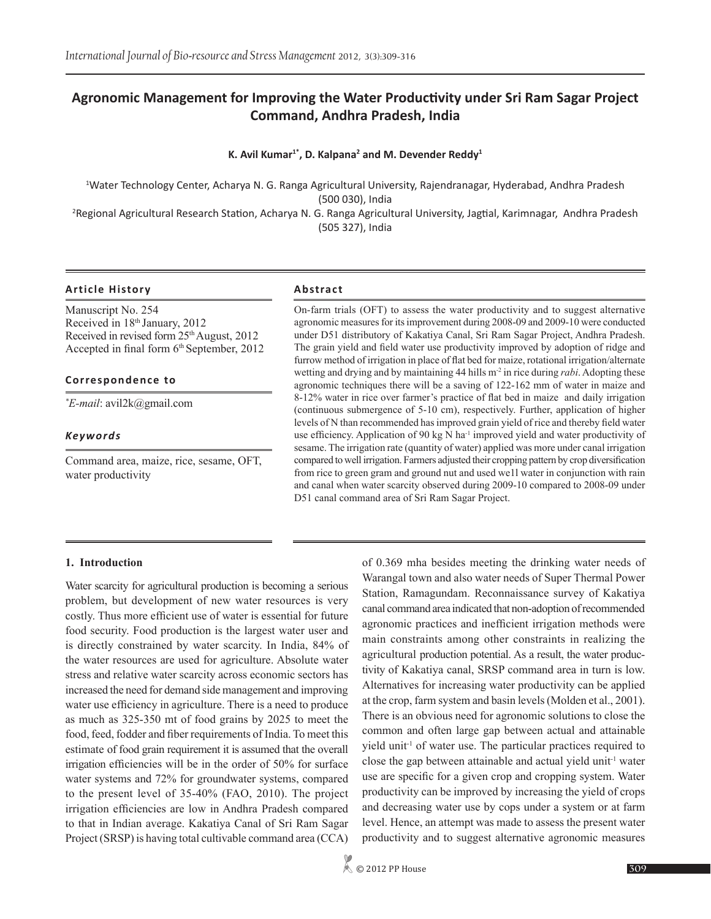# Agronomic Management for Improving the Water Productivity under Sri Ram Sagar Project Command, Andhra Pradesh, India

**K. Avil Kumar[1*], D. Kalpana[2] and M. Devender Reddy[1]**

[1]Water Technology Center, Acharya N. G. Ranga Agricultural University, Rajendranagar, Hyderabad, Andhra Pradesh (500 030), India

[2]Regional Agricultural Research Station, Acharya N. G. Ranga Agricultural University, Jagtial, Karimnagar, Andhra Pradesh (505 327), India

### Article History

Manuscript No. 254
Received in 18th January, 2012
Received in revised form 25th August, 2012
Accepted in final form 6th September, 2012

### Correspondence to

*E-mail: avil2k@gmail.com

### *Keywords*

Command area, maize, rice, sesame, OFT, water productivity

### Abstract

On-farm trials (OFT) to assess the water productivity and to suggest alternative agronomic measures for its improvement during 2008-09 and 2009-10 were conducted under D51 distributory of Kakatiya Canal, Sri Ram Sagar Project, Andhra Pradesh. The grain yield and field water use productivity improved by adoption of ridge and furrow method of irrigation in place of flat bed for maize, rotational irrigation/alternate wetting and drying and by maintaining 44 hills $m^{-2}$ in rice during *rabi*. Adopting these agronomic techniques there will be a saving of 122-162 mm of water in maize and 8-12% water in rice over farmer's practice of flat bed in maize and daily irrigation (continuous submergence of 5-10 cm), respectively. Further, application of higher levels of N than recommended has improved grain yield of rice and thereby field water use efficiency. Application of 90 kg N $ha^{-1}$ improved yield and water productivity of sesame. The irrigation rate (quantity of water) applied was more under canal irrigation compared to well irrigation. Farmers adjusted their cropping pattern by crop diversification from rice to green gram and ground nut and used we11 water in conjunction with rain and canal when water scarcity observed during 2009-10 compared to 2008-09 under D51 canal command area of Sri Ram Sagar Project.

## 1. Introduction

Water scarcity for agricultural production is becoming a serious problem, but development of new water resources is very costly. Thus more efficient use of water is essential for future food security. Food production is the largest water user and is directly constrained by water scarcity. In India, 84% of the water resources are used for agriculture. Absolute water stress and relative water scarcity across economic sectors has increased the need for demand side management and improving water use efficiency in agriculture. There is a need to produce as much as 325-350 mt of food grains by 2025 to meet the food, feed, fodder and fiber requirements of India. To meet this estimate of food grain requirement it is assumed that the overall irrigation efficiencies will be in the order of 50% for surface water systems and 72% for groundwater systems, compared to the present level of 35-40% (FAO, 2010). The project irrigation efficiencies are low in Andhra Pradesh compared to that in Indian average. Kakatiya Canal of Sri Ram Sagar Project (SRSP) is having total cultivable command area (CCA) of 0.369 mha besides meeting the drinking water needs of Warangal town and also water needs of Super Thermal Power Station, Ramagundam. Reconnaissance survey of Kakatiya canal command area indicated that non-adoption of recommended agronomic practices and inefficient irrigation methods were main constraints among other constraints in realizing the agricultural production potential. As a result, the water productivity of Kakatiya canal, SRSP command area in turn is low. Alternatives for increasing water productivity can be applied at the crop, farm system and basin levels (Molden et al., 2001). There is an obvious need for agronomic solutions to close the common and often large gap between actual and attainable yield $unit^{-1}$ of water use. The particular practices required to close the gap between attainable and actual yield $unit^{-1}$ water use are specific for a given crop and cropping system. Water productivity can be improved by increasing the yield of crops and decreasing water use by cops under a system or at farm level. Hence, an attempt was made to assess the present water productivity and to suggest alternative agronomic measures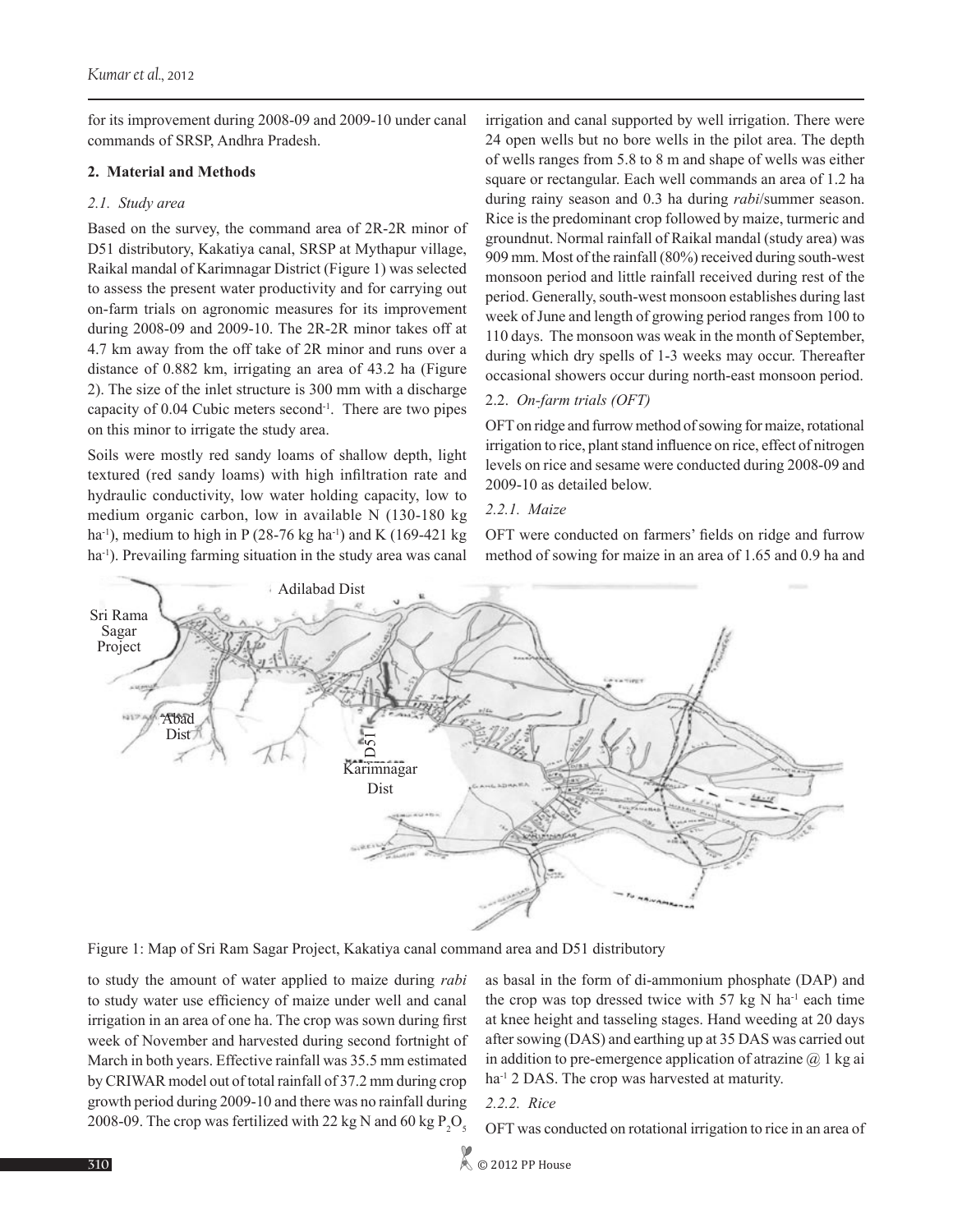for its improvement during 2008-09 and 2009-10 under canal commands of SRSP, Andhra Pradesh.

## 2. Material and Methods

### *2.1. Study area*

Based on the survey, the command area of 2R-2R minor of D51 distributory, Kakatiya canal, SRSP at Mythapur village, Raikal mandal of Karimnagar District (Figure 1) was selected to assess the present water productivity and for carrying out on-farm trials on agronomic measures for its improvement during 2008-09 and 2009-10. The 2R-2R minor takes off at 4.7 km away from the off take of 2R minor and runs over a distance of 0.882 km, irrigating an area of 43.2 ha (Figure 2). The size of the inlet structure is 300 mm with a discharge capacity of 0.04 Cubic meters second$^{-1}$. There are two pipes on this minor to irrigate the study area.

Soils were mostly red sandy loams of shallow depth, light textured (red sandy loams) with high infiltration rate and hydraulic conductivity, low water holding capacity, low to medium organic carbon, low in available N (130-180 kg ha$^{-1}$), medium to high in P (28-76 kg ha$^{-1}$) and K (169-421 kg ha$^{-1}$). Prevailing farming situation in the study area was canal irrigation and canal supported by well irrigation. There were 24 open wells but no bore wells in the pilot area. The depth of wells ranges from 5.8 to 8 m and shape of wells was either square or rectangular. Each well commands an area of 1.2 ha during rainy season and 0.3 ha during *rabi*/summer season. Rice is the predominant crop followed by maize, turmeric and groundnut. Normal rainfall of Raikal mandal (study area) was 909 mm. Most of the rainfall (80%) received during south-west monsoon period and little rainfall received during rest of the period. Generally, south-west monsoon establishes during last week of June and length of growing period ranges from 100 to 110 days. The monsoon was weak in the month of September, during which dry spells of 1-3 weeks may occur. Thereafter occasional showers occur during north-east monsoon period.

### 2.2. *On-farm trials (OFT)*

OFT on ridge and furrow method of sowing for maize, rotational irrigation to rice, plant stand influence on rice, effect of nitrogen levels on rice and sesame were conducted during 2008-09 and 2009-10 as detailed below.

#### *2.2.1. Maize*

OFT were conducted on farmers' fields on ridge and furrow method of sowing for maize in an area of 1.65 and 0.9 ha and to study the amount of water applied to maize during *rabi* to study water use efficiency of maize under well and canal irrigation in an area of one ha. The crop was sown during first week of November and harvested during second fortnight of March in both years. Effective rainfall was 35.5 mm estimated by CRIWAR model out of total rainfall of 37.2 mm during crop growth period during 2009-10 and there was no rainfall during 2008-09. The crop was fertilized with 22 kg N and 60 kg $P_2O_5$ as basal in the form of di-ammonium phosphate (DAP) and the crop was top dressed twice with 57 kg N ha$^{-1}$ each time at knee height and tasseling stages. Hand weeding at 20 days after sowing (DAS) and earthing up at 35 DAS was carried out in addition to pre-emergence application of atrazine @ 1 kg ai ha$^{-1}$ 2 DAS. The crop was harvested at maturity.

Figure 1: Map of Sri Ram Sagar Project, Kakatiya canal command area and D51 distributory

#### *2.2.2. Rice*

OFT was conducted on rotational irrigation to rice in an area of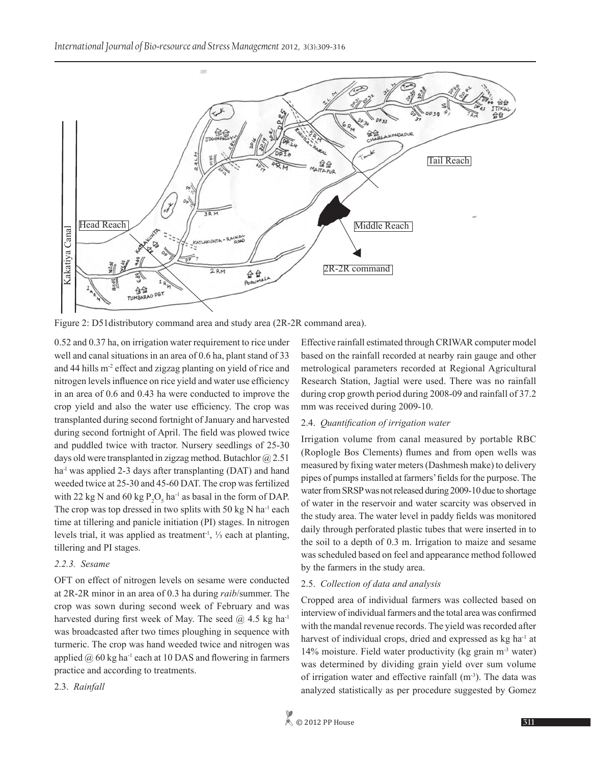Figure 2: D51distributory command area and study area (2R-2R command area).

0.52 and 0.37 ha, on irrigation water requirement to rice under well and canal situations in an area of 0.6 ha, plant stand of 33 and 44 hills $m^{-2}$ effect and zigzag planting on yield of rice and nitrogen levels influence on rice yield and water use efficiency in an area of 0.6 and 0.43 ha were conducted to improve the crop yield and also the water use efficiency. The crop was transplanted during second fortnight of January and harvested during second fortnight of April. The field was plowed twice and puddled twice with tractor. Nursery seedlings of 25-30 days old were transplanted in zigzag method. Butachlor @ 2.5 l $ha^{-1}$ was applied 2-3 days after transplanting (DAT) and hand weeded twice at 25-30 and 45-60 DAT. The crop was fertilized with 22 kg N and 60 kg $P_2O_5$ $ha^{-1}$ as basal in the form of DAP. The crop was top dressed in two splits with 50 kg N $ha^{-1}$ each time at tillering and panicle initiation (PI) stages. In nitrogen levels trial, it was applied as treatment$^{-1}$, ⅓ each at planting, tillering and PI stages.

### 2.2.3. *Sesame*

OFT on effect of nitrogen levels on sesame were conducted at 2R-2R minor in an area of 0.3 ha during *raib*/summer. The crop was sown during second week of February and was harvested during first week of May. The seed @ 4.5 kg $ha^{-1}$ was broadcasted after two times ploughing in sequence with turmeric. The crop was hand weeded twice and nitrogen was applied @ 60 kg $ha^{-1}$ each at 10 DAS and flowering in farmers practice and according to treatments.

## 2.3. *Rainfall*

Effective rainfall estimated through CRIWAR computer model based on the rainfall recorded at nearby rain gauge and other metrological parameters recorded at Regional Agricultural Research Station, Jagtial were used. There was no rainfall during crop growth period during 2008-09 and rainfall of 37.2 mm was received during 2009-10.

## 2.4. *Quantification of irrigation water*

Irrigation volume from canal measured by portable RBC (Roplogle Bos Clements) flumes and from open wells was measured by fixing water meters (Dashmesh make) to delivery pipes of pumps installed at farmers' fields for the purpose. The water from SRSP was not released during 2009-10 due to shortage of water in the reservoir and water scarcity was observed in the study area. The water level in paddy fields was monitored daily through perforated plastic tubes that were inserted in to the soil to a depth of 0.3 m. Irrigation to maize and sesame was scheduled based on feel and appearance method followed by the farmers in the study area.

## 2.5. *Collection of data and analysis*

Cropped area of individual farmers was collected based on interview of individual farmers and the total area was confirmed with the mandal revenue records. The yield was recorded after harvest of individual crops, dried and expressed as kg $ha^{-1}$ at 14% moisture. Field water productivity (kg grain $m^{-3}$ water) was determined by dividing grain yield over sum volume of irrigation water and effective rainfall ($m^{-3}$). The data was analyzed statistically as per procedure suggested by Gomez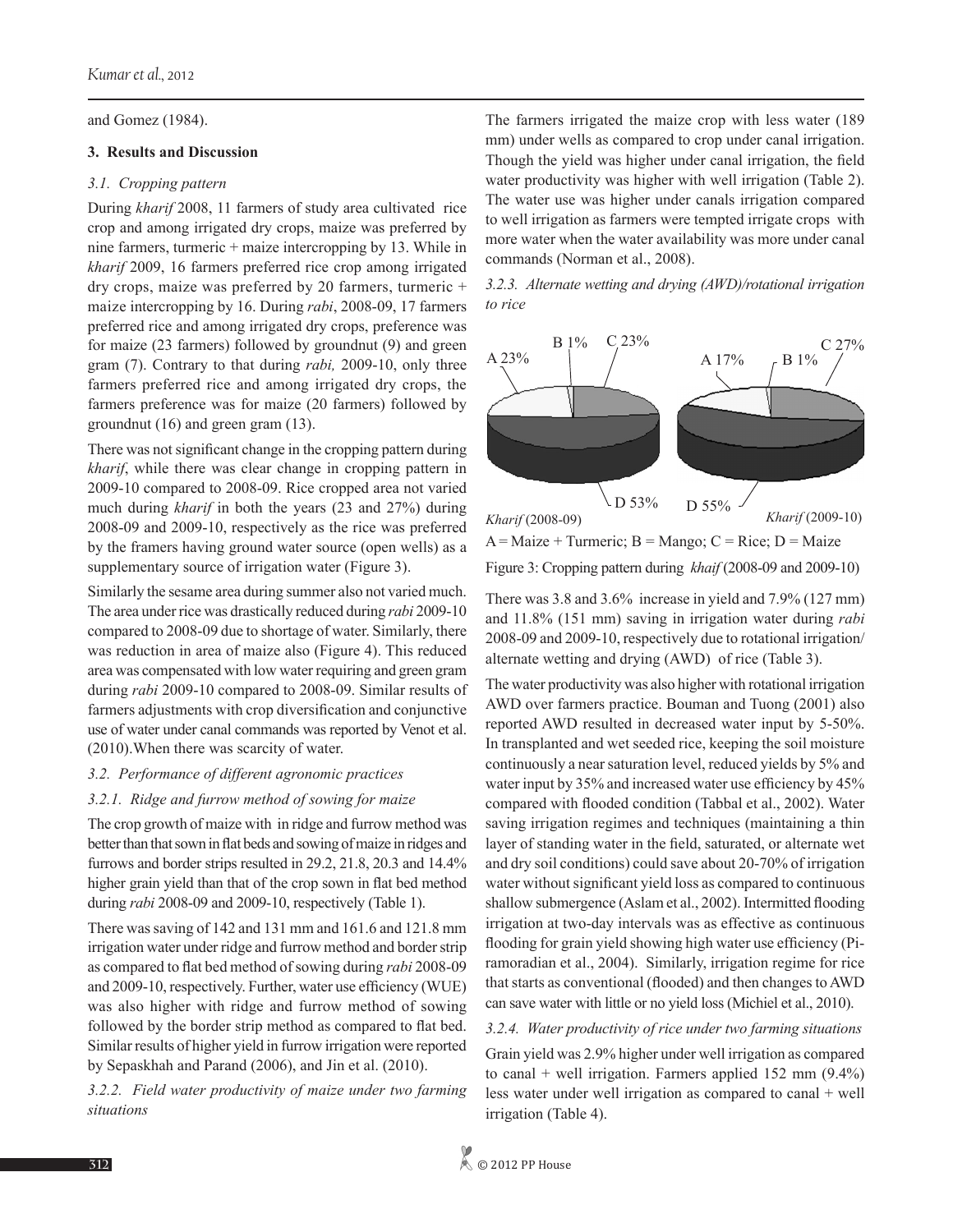and Gomez (1984).

## 3. Results and Discussion

### *3.1. Cropping pattern*

During *kharif* 2008, 11 farmers of study area cultivated rice crop and among irrigated dry crops, maize was preferred by nine farmers, turmeric + maize intercropping by 13. While in *kharif* 2009, 16 farmers preferred rice crop among irrigated dry crops, maize was preferred by 20 farmers, turmeric + maize intercropping by 16. During *rabi*, 2008-09, 17 farmers preferred rice and among irrigated dry crops, preference was for maize (23 farmers) followed by groundnut (9) and green gram (7). Contrary to that during *rabi,* 2009-10, only three farmers preferred rice and among irrigated dry crops, the farmers preference was for maize (20 farmers) followed by groundnut (16) and green gram (13).

There was not significant change in the cropping pattern during *kharif*, while there was clear change in cropping pattern in 2009-10 compared to 2008-09. Rice cropped area not varied much during *kharif* in both the years (23 and 27%) during 2008-09 and 2009-10, respectively as the rice was preferred by the framers having ground water source (open wells) as a supplementary source of irrigation water (Figure 3).

Similarly the sesame area during summer also not varied much. The area under rice was drastically reduced during *rabi* 2009-10 compared to 2008-09 due to shortage of water. Similarly, there was reduction in area of maize also (Figure 4). This reduced area was compensated with low water requiring and green gram during *rabi* 2009-10 compared to 2008-09. Similar results of farmers adjustments with crop diversification and conjunctive use of water under canal commands was reported by Venot et al. (2010).When there was scarcity of water.

### *3.2. Performance of different agronomic practices*

#### *3.2.1. Ridge and furrow method of sowing for maize*

The crop growth of maize with in ridge and furrow method was better than that sown in flat beds and sowing of maize in ridges and furrows and border strips resulted in 29.2, 21.8, 20.3 and 14.4% higher grain yield than that of the crop sown in flat bed method during *rabi* 2008-09 and 2009-10, respectively (Table 1).

There was saving of 142 and 131 mm and 161.6 and 121.8 mm irrigation water under ridge and furrow method and border strip as compared to flat bed method of sowing during *rabi* 2008-09 and 2009-10, respectively. Further, water use efficiency (WUE) was also higher with ridge and furrow method of sowing followed by the border strip method as compared to flat bed. Similar results of higher yield in furrow irrigation were reported by Sepaskhah and Parand (2006), and Jin et al. (2010).

#### *3.2.2. Field water productivity of maize under two farming situations*

The farmers irrigated the maize crop with less water (189 mm) under wells as compared to crop under canal irrigation. Though the yield was higher under canal irrigation, the field water productivity was higher with well irrigation (Table 2). The water use was higher under canals irrigation compared to well irrigation as farmers were tempted irrigate crops with more water when the water availability was more under canal commands (Norman et al., 2008).

#### *3.2.3. Alternate wetting and drying (AWD)/rotational irrigation to rice*

A 23% B 1% C 23% D 53% — *Kharif* (2008-09); A 17% B 1% C 27% D 55% — *Kharif* (2009-10)

A = Maize + Turmeric; B = Mango; C = Rice; D = Maize

Figure 3: Cropping pattern during *khaif* (2008-09 and 2009-10)

There was 3.8 and 3.6% increase in yield and 7.9% (127 mm) and 11.8% (151 mm) saving in irrigation water during *rabi* 2008-09 and 2009-10, respectively due to rotational irrigation/ alternate wetting and drying (AWD) of rice (Table 3).

The water productivity was also higher with rotational irrigation AWD over farmers practice. Bouman and Tuong (2001) also reported AWD resulted in decreased water input by 5-50%. In transplanted and wet seeded rice, keeping the soil moisture continuously a near saturation level, reduced yields by 5% and water input by 35% and increased water use efficiency by 45% compared with flooded condition (Tabbal et al., 2002). Water saving irrigation regimes and techniques (maintaining a thin layer of standing water in the field, saturated, or alternate wet and dry soil conditions) could save about 20-70% of irrigation water without significant yield loss as compared to continuous shallow submergence (Aslam et al., 2002). Intermitted flooding irrigation at two-day intervals was as effective as continuous flooding for grain yield showing high water use efficiency (Piramoradian et al., 2004). Similarly, irrigation regime for rice that starts as conventional (flooded) and then changes to AWD can save water with little or no yield loss (Michiel et al., 2010).

#### *3.2.4. Water productivity of rice under two farming situations*

Grain yield was 2.9% higher under well irrigation as compared to canal + well irrigation. Farmers applied 152 mm (9.4%) less water under well irrigation as compared to canal + well irrigation (Table 4).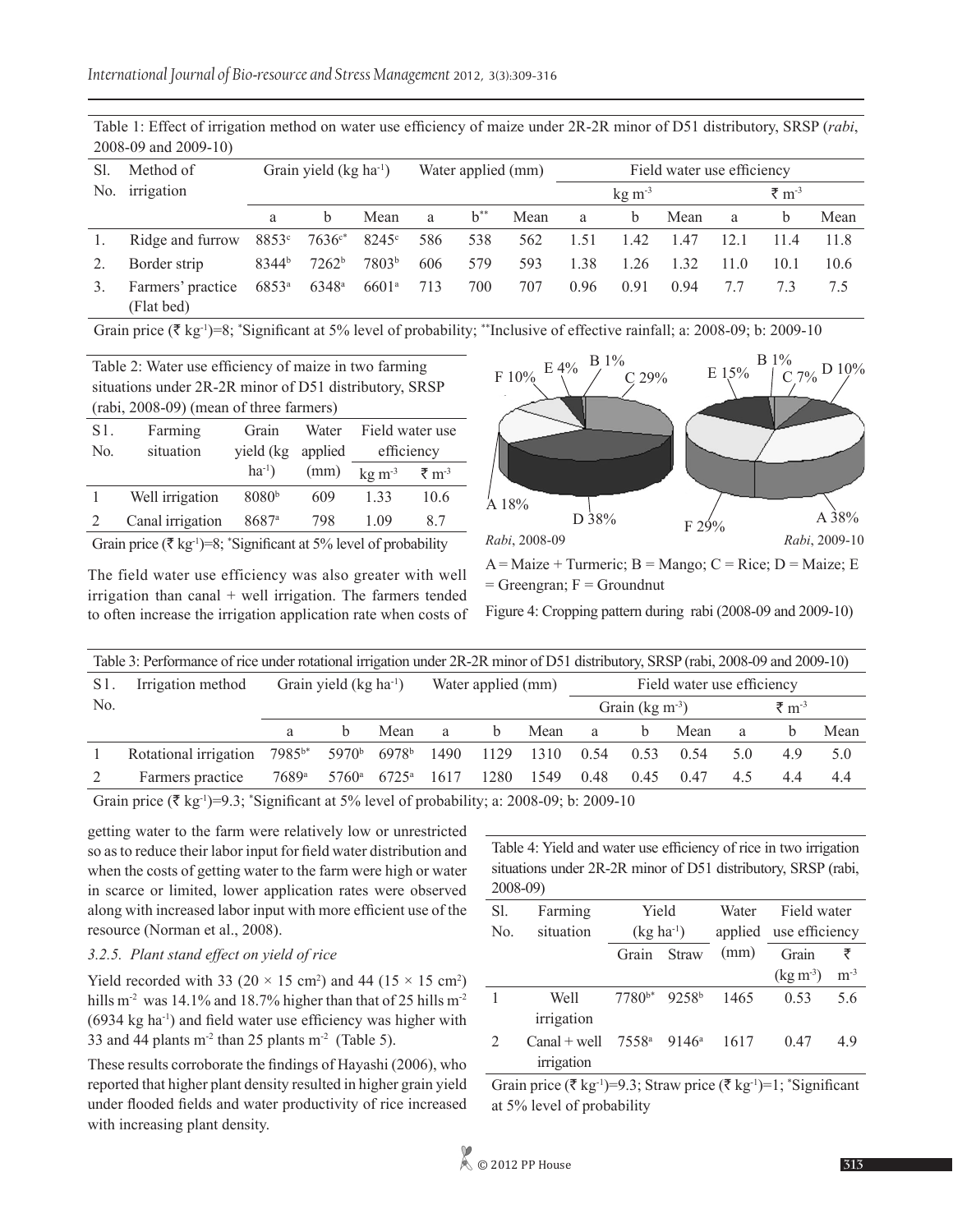Table 1: Effect of irrigation method on water use efficiency of maize under 2R-2R minor of D51 distributory, SRSP (*rabi*, 2008-09 and 2009-10)

| Sl. No. | Method of irrigation | Grain yield (kg ha$^{-1}$) | | | Water applied (mm) | | | Field water use efficiency | | | | | |
|---|---|---|---|---|---|---|---|---|---|---|---|---|---|
| | | | | | | | | kg m$^{-3}$ | | | ₹ m$^{-3}$ | | |
| | | a | b | Mean | a | b** | Mean | a | b | Mean | a | b | Mean |
| 1. | Ridge and furrow | 8853$^{c}$ | 7636$^{c*}$ | 8245$^{c}$ | 586 | 538 | 562 | 1.51 | 1.42 | 1.47 | 12.1 | 11.4 | 11.8 |
| 2. | Border strip | 8344$^{b}$ | 7262$^{b}$ | 7803$^{b}$ | 606 | 579 | 593 | 1.38 | 1.26 | 1.32 | 11.0 | 10.1 | 10.6 |
| 3. | Farmers' practice (Flat bed) | 6853$^{a}$ | 6348$^{a}$ | 6601$^{a}$ | 713 | 700 | 707 | 0.96 | 0.91 | 0.94 | 7.7 | 7.3 | 7.5 |

Grain price (₹ kg$^{-1}$)=8; *Significant at 5% level of probability; **Inclusive of effective rainfall; a: 2008-09; b: 2009-10

Table 2: Water use efficiency of maize in two farming situations under 2R-2R minor of D51 distributory, SRSP (rabi, 2008-09) (mean of three farmers)

| Sl. No. | Farming situation | Grain yield (kg ha$^{-1}$) | Water applied (mm) | Field water use efficiency | |
|---|---|---|---|---|---|
| | | | | kg m$^{-3}$ | ₹ m$^{-3}$ |
| 1 | Well irrigation | 8080$^{b}$ | 609 | 1.33 | 10.6 |
| 2 | Canal irrigation | 8687$^{a}$ | 798 | 1.09 | 8.7 |

Grain price (₹ kg$^{-1}$)=8; *Significant at 5% level of probability

The field water use efficiency was also greater with well irrigation than canal + well irrigation. The farmers tended to often increase the irrigation application rate when costs of getting water to the farm were relatively low or unrestricted so as to reduce their labor input for field water distribution and when the costs of getting water to the farm were high or water in scarce or limited, lower application rates were observed along with increased labor input with more efficient use of the resource (Norman et al., 2008).

*Rabi*, 2008-09: A 18%, B 1%, C 29%, D 38%, E 4%, F 10%

*Rabi*, 2009-10: A 38%, B 1%, C 7%, D 10%, E 15%, F 29%

A = Maize + Turmeric; B = Mango; C = Rice; D = Maize; E = Greengran; F = Groundnut

Figure 4: Cropping pattern during rabi (2008-09 and 2009-10)

Table 3: Performance of rice under rotational irrigation under 2R-2R minor of D51 distributory, SRSP (rabi, 2008-09 and 2009-10)

| Sl. No. | Irrigation method | Grain yield (kg ha$^{-1}$) | | | Water applied (mm) | | | Field water use efficiency | | | | | |
|---|---|---|---|---|---|---|---|---|---|---|---|---|---|
| | | | | | | | | Grain (kg m$^{-3}$) | | | ₹ m$^{-3}$ | | |
| | | a | b | Mean | a | b | Mean | a | b | Mean | a | b | Mean |
| 1 | Rotational irrigation | 7985$^{b*}$ | 5970$^{b}$ | 6978$^{b}$ | 1490 | 1129 | 1310 | 0.54 | 0.53 | 0.54 | 5.0 | 4.9 | 5.0 |
| 2 | Farmers practice | 7689$^{a}$ | 5760$^{a}$ | 6725$^{a}$ | 1617 | 1280 | 1549 | 0.48 | 0.45 | 0.47 | 4.5 | 4.4 | 4.4 |

Grain price (₹ kg$^{-1}$)=9.3; *Significant at 5% level of probability; a: 2008-09; b: 2009-10

### 3.2.5. Plant stand effect on yield of rice

Yield recorded with 33 (20 × 15 cm$^{2}$) and 44 (15 × 15 cm$^{2}$) hills m$^{-2}$ was 14.1% and 18.7% higher than that of 25 hills m$^{-2}$ (6934 kg ha$^{-1}$) and field water use efficiency was higher with 33 and 44 plants m$^{-2}$ than 25 plants m$^{-2}$ (Table 5).

These results corroborate the findings of Hayashi (2006), who reported that higher plant density resulted in higher grain yield under flooded fields and water productivity of rice increased with increasing plant density.

Table 4: Yield and water use efficiency of rice in two irrigation situations under 2R-2R minor of D51 distributory, SRSP (rabi, 2008-09)

| Sl. No. | Farming situation | Yield (kg ha$^{-1}$) | | Water applied (mm) | Field water use efficiency | |
|---|---|---|---|---|---|---|
| | | Grain | Straw | | Grain (kg m$^{-3}$) | ₹ m$^{-3}$ |
| 1 | Well irrigation | 7780$^{b*}$ | 9258$^{b}$ | 1465 | 0.53 | 5.6 |
| 2 | Canal + well irrigation | 7558$^{a}$ | 9146$^{a}$ | 1617 | 0.47 | 4.9 |

Grain price (₹ kg$^{-1}$)=9.3; Straw price (₹ kg$^{-1}$)=1; *Significant at 5% level of probability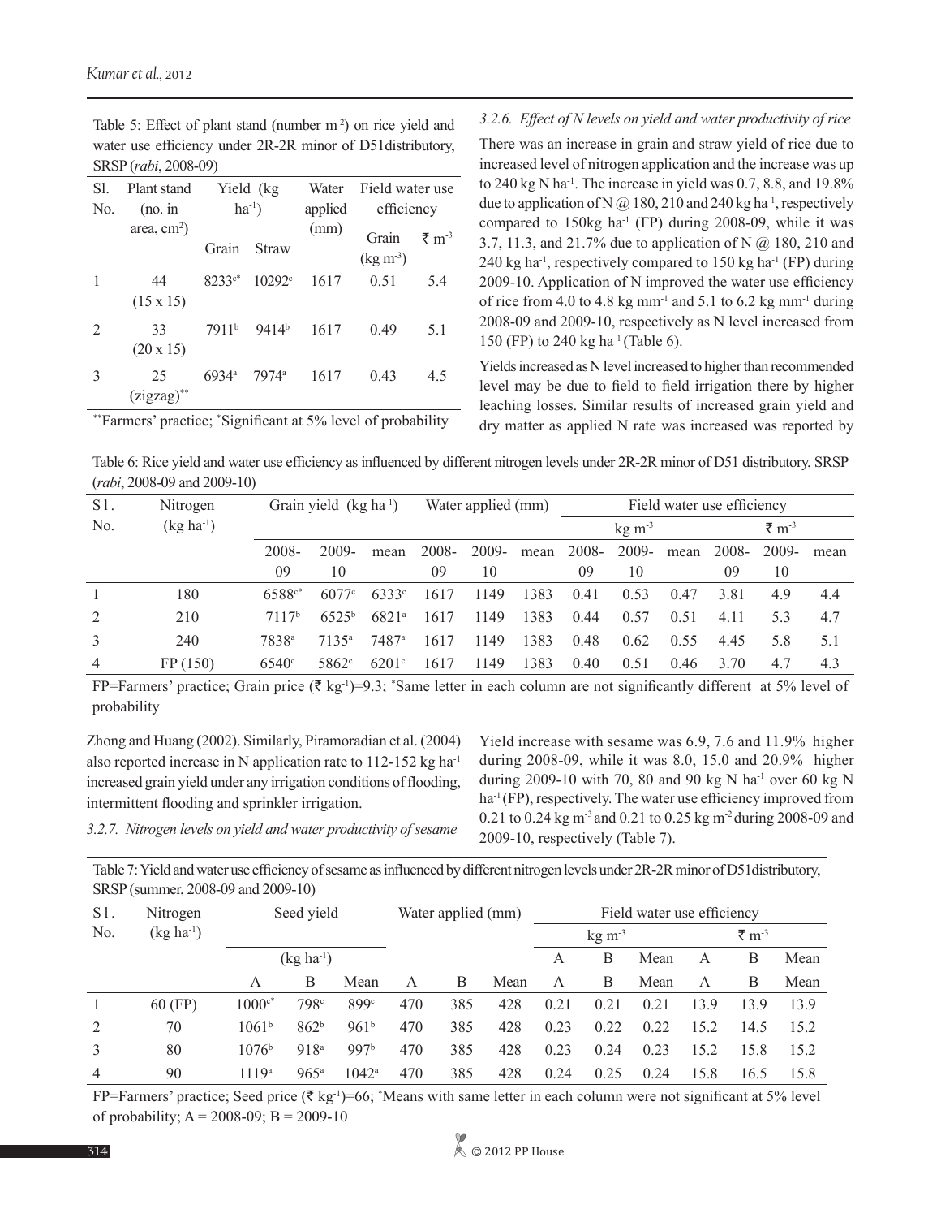Table 5: Effect of plant stand (number $m^{-2}$) on rice yield and water use efficiency under 2R-2R minor of D51distributory, SRSP (*rabi*, 2008-09)

| Sl. No. | Plant stand (no. in area, $cm^2$) | Yield (kg $ha^{-1}$) | | Water applied (mm) | Field water use efficiency | |
|---|---|---|---|---|---|---|
| | | Grain | Straw | | Grain (kg $m^{-3}$) | ₹ $m^{-3}$ |
| 1 | 44 (15 x 15) | 8233[c*] | 10292[c] | 1617 | 0.51 | 5.4 |
| 2 | 33 (20 x 15) | 7911[b] | 9414[b] | 1617 | 0.49 | 5.1 |
| 3 | 25 (zigzag)[**] | 6934[a] | 7974[a] | 1617 | 0.43 | 4.5 |

[**]Farmers' practice; [*]Significant at 5% level of probability

*3.2.6. Effect of N levels on yield and water productivity of rice*

There was an increase in grain and straw yield of rice due to increased level of nitrogen application and the increase was up to 240 kg N $ha^{-1}$. The increase in yield was 0.7, 8.8, and 19.8% due to application of N @ 180, 210 and 240 kg $ha^{-1}$, respectively compared to 150kg $ha^{-1}$ (FP) during 2008-09, while it was 3.7, 11.3, and 21.7% due to application of N @ 180, 210 and 240 kg $ha^{-1}$, respectively compared to 150 kg $ha^{-1}$ (FP) during 2009-10. Application of N improved the water use efficiency of rice from 4.0 to 4.8 kg $mm^{-1}$ and 5.1 to 6.2 kg $mm^{-1}$ during 2008-09 and 2009-10, respectively as N level increased from 150 (FP) to 240 kg $ha^{-1}$ (Table 6).

Yields increased as N level increased to higher than recommended level may be due to field to field irrigation there by higher leaching losses. Similar results of increased grain yield and dry matter as applied N rate was increased was reported by Zhong and Huang (2002). Similarly, Piramoradian et al. (2004) also reported increase in N application rate to 112-152 kg $ha^{-1}$ increased grain yield under any irrigation conditions of flooding, intermittent flooding and sprinkler irrigation.

Table 6: Rice yield and water use efficiency as influenced by different nitrogen levels under 2R-2R minor of D51 distributory, SRSP (*rabi*, 2008-09 and 2009-10)

| S1. No. | Nitrogen (kg $ha^{-1}$) | Grain yield (kg $ha^{-1}$) | | | Water applied (mm) | | | Field water use efficiency | | | | | |
|---|---|---|---|---|---|---|---|---|---|---|---|---|---|
| | | | | | | | | kg $m^{-3}$ | | | ₹ $m^{-3}$ | | |
| | | 2008-09 | 2009-10 | mean | 2008-09 | 2009-10 | mean | 2008-09 | 2009-10 | mean | 2008-09 | 2009-10 | mean |
| 1 | 180 | 6588[c*] | 6077[c] | 6333[c] | 1617 | 1149 | 1383 | 0.41 | 0.53 | 0.47 | 3.81 | 4.9 | 4.4 |
| 2 | 210 | 7117[b] | 6525[b] | 6821[a] | 1617 | 1149 | 1383 | 0.44 | 0.57 | 0.51 | 4.11 | 5.3 | 4.7 |
| 3 | 240 | 7838[a] | 7135[a] | 7487[a] | 1617 | 1149 | 1383 | 0.48 | 0.62 | 0.55 | 4.45 | 5.8 | 5.1 |
| 4 | FP (150) | 6540[c] | 5862[c] | 6201[c] | 1617 | 1149 | 1383 | 0.40 | 0.51 | 0.46 | 3.70 | 4.7 | 4.3 |

FP=Farmers' practice; Grain price (₹ $kg^{-1}$)=9.3; [*]Same letter in each column are not significantly different at 5% level of probability

*3.2.7. Nitrogen levels on yield and water productivity of sesame*

Yield increase with sesame was 6.9, 7.6 and 11.9% higher during 2008-09, while it was 8.0, 15.0 and 20.9% higher during 2009-10 with 70, 80 and 90 kg N $ha^{-1}$ over 60 kg N $ha^{-1}$ (FP), respectively. The water use efficiency improved from 0.21 to 0.24 kg $m^{-3}$ and 0.21 to 0.25 kg $m^{-2}$ during 2008-09 and 2009-10, respectively (Table 7).

Table 7: Yield and water use efficiency of sesame as influenced by different nitrogen levels under 2R-2R minor of D51distributory, SRSP (summer, 2008-09 and 2009-10)

| S1. No. | Nitrogen (kg $ha^{-1}$) | Seed yield | | | Water applied (mm) | | | Field water use efficiency | | | | | |
|---|---|---|---|---|---|---|---|---|---|---|---|---|---|
| | | (kg $ha^{-1}$) | | | | | | kg $m^{-3}$ | | | ₹ $m^{-3}$ | | |
| | | A | B | Mean | A | B | Mean | A | B | Mean | A | B | Mean |
| 1 | 60 (FP) | 1000[c*] | 798[c] | 899[c] | 470 | 385 | 428 | 0.21 | 0.21 | 0.21 | 13.9 | 13.9 | 13.9 |
| 2 | 70 | 1061[b] | 862[b] | 961[b] | 470 | 385 | 428 | 0.23 | 0.22 | 0.22 | 15.2 | 14.5 | 15.2 |
| 3 | 80 | 1076[b] | 918[a] | 997[b] | 470 | 385 | 428 | 0.23 | 0.24 | 0.23 | 15.2 | 15.8 | 15.2 |
| 4 | 90 | 1119[a] | 965[a] | 1042[a] | 470 | 385 | 428 | 0.24 | 0.25 | 0.24 | 15.8 | 16.5 | 15.8 |

FP=Farmers' practice; Seed price (₹ $kg^{-1}$)=66; [*]Means with same letter in each column were not significant at 5% level of probability; A = 2008-09; B = 2009-10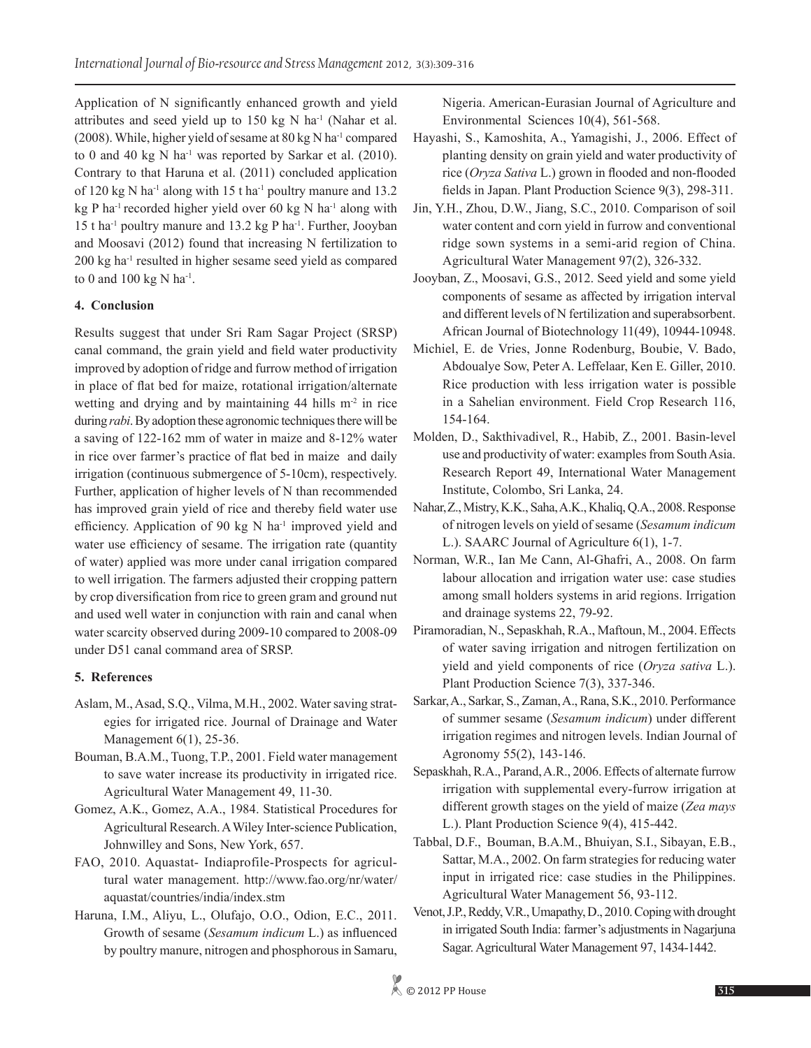Application of N significantly enhanced growth and yield attributes and seed yield up to 150 kg N ha$^{-1}$ (Nahar et al. (2008). While, higher yield of sesame at 80 kg N ha$^{-1}$ compared to 0 and 40 kg N ha$^{-1}$ was reported by Sarkar et al. (2010). Contrary to that Haruna et al. (2011) concluded application of 120 kg N ha$^{-1}$ along with 15 t ha$^{-1}$ poultry manure and 13.2 kg P ha$^{-1}$ recorded higher yield over 60 kg N ha$^{-1}$ along with 15 t ha$^{-1}$ poultry manure and 13.2 kg P ha$^{-1}$. Further, Jooyban and Moosavi (2012) found that increasing N fertilization to 200 kg ha$^{-1}$ resulted in higher sesame seed yield as compared to 0 and 100 kg N ha$^{-1}$.

## 4. Conclusion

Results suggest that under Sri Ram Sagar Project (SRSP) canal command, the grain yield and field water productivity improved by adoption of ridge and furrow method of irrigation in place of flat bed for maize, rotational irrigation/alternate wetting and drying and by maintaining 44 hills m$^{-2}$ in rice during *rabi*. By adoption these agronomic techniques there will be a saving of 122-162 mm of water in maize and 8-12% water in rice over farmer's practice of flat bed in maize and daily irrigation (continuous submergence of 5-10cm), respectively. Further, application of higher levels of N than recommended has improved grain yield of rice and thereby field water use efficiency. Application of 90 kg N ha$^{-1}$ improved yield and water use efficiency of sesame. The irrigation rate (quantity of water) applied was more under canal irrigation compared to well irrigation. The farmers adjusted their cropping pattern by crop diversification from rice to green gram and ground nut and used well water in conjunction with rain and canal when water scarcity observed during 2009-10 compared to 2008-09 under D51 canal command area of SRSP.

## 5. References

Aslam, M., Asad, S.Q., Vilma, M.H., 2002. Water saving strategies for irrigated rice. Journal of Drainage and Water Management 6(1), 25-36.

Bouman, B.A.M., Tuong, T.P., 2001. Field water management to save water increase its productivity in irrigated rice. Agricultural Water Management 49, 11-30.

Gomez, A.K., Gomez, A.A., 1984. Statistical Procedures for Agricultural Research. A Wiley Inter-science Publication, Johnwilley and Sons, New York, 657.

FAO, 2010. Aquastat- Indiaprofile-Prospects for agricultural water management. http://www.fao.org/nr/water/aquastat/countries/india/index.stm

Haruna, I.M., Aliyu, L., Olufajo, O.O., Odion, E.C., 2011. Growth of sesame (*Sesamum indicum* L.) as influenced by poultry manure, nitrogen and phosphorous in Samaru, Nigeria. American-Eurasian Journal of Agriculture and Environmental Sciences 10(4), 561-568.

Hayashi, S., Kamoshita, A., Yamagishi, J., 2006. Effect of planting density on grain yield and water productivity of rice (*Oryza Sativa* L.) grown in flooded and non-flooded fields in Japan. Plant Production Science 9(3), 298-311.

Jin, Y.H., Zhou, D.W., Jiang, S.C., 2010. Comparison of soil water content and corn yield in furrow and conventional ridge sown systems in a semi-arid region of China. Agricultural Water Management 97(2), 326-332.

Jooyban, Z., Moosavi, G.S., 2012. Seed yield and some yield components of sesame as affected by irrigation interval and different levels of N fertilization and superabsorbent. African Journal of Biotechnology 11(49), 10944-10948.

Michiel, E. de Vries, Jonne Rodenburg, Boubie, V. Bado, Abdoualye Sow, Peter A. Leffelaar, Ken E. Giller, 2010. Rice production with less irrigation water is possible in a Sahelian environment. Field Crop Research 116, 154-164.

Molden, D., Sakthivadivel, R., Habib, Z., 2001. Basin-level use and productivity of water: examples from South Asia. Research Report 49, International Water Management Institute, Colombo, Sri Lanka, 24.

Nahar, Z., Mistry, K.K., Saha, A.K., Khaliq, Q.A., 2008. Response of nitrogen levels on yield of sesame (*Sesamum indicum* L.). SAARC Journal of Agriculture 6(1), 1-7.

Norman, W.R., Ian Me Cann, Al-Ghafri, A., 2008. On farm labour allocation and irrigation water use: case studies among small holders systems in arid regions. Irrigation and drainage systems 22, 79-92.

Piramoradian, N., Sepaskhah, R.A., Maftoun, M., 2004. Effects of water saving irrigation and nitrogen fertilization on yield and yield components of rice (*Oryza sativa* L.). Plant Production Science 7(3), 337-346.

Sarkar, A., Sarkar, S., Zaman, A., Rana, S.K., 2010. Performance of summer sesame (*Sesamum indicum*) under different irrigation regimes and nitrogen levels. Indian Journal of Agronomy 55(2), 143-146.

Sepaskhah, R.A., Parand, A.R., 2006. Effects of alternate furrow irrigation with supplemental every-furrow irrigation at different growth stages on the yield of maize (*Zea mays* L.). Plant Production Science 9(4), 415-442.

Tabbal, D.F., Bouman, B.A.M., Bhuiyan, S.I., Sibayan, E.B., Sattar, M.A., 2002. On farm strategies for reducing water input in irrigated rice: case studies in the Philippines. Agricultural Water Management 56, 93-112.

Venot, J.P., Reddy, V.R., Umapathy, D., 2010. Coping with drought in irrigated South India: farmer's adjustments in Nagarjuna Sagar. Agricultural Water Management 97, 1434-1442.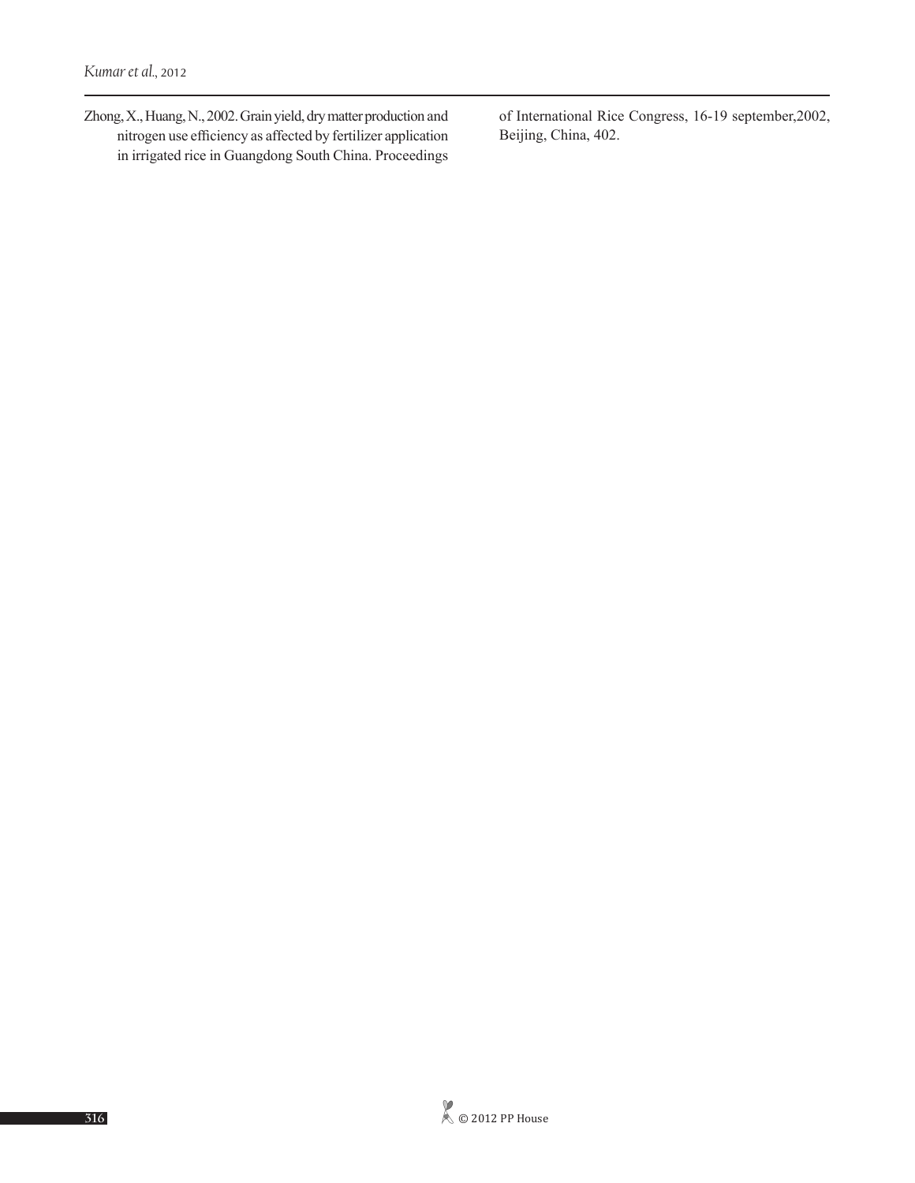Zhong, X., Huang, N., 2002. Grain yield, dry matter production and nitrogen use efficiency as affected by fertilizer application in irrigated rice in Guangdong South China. Proceedings of International Rice Congress, 16-19 september,2002, Beijing, China, 402.